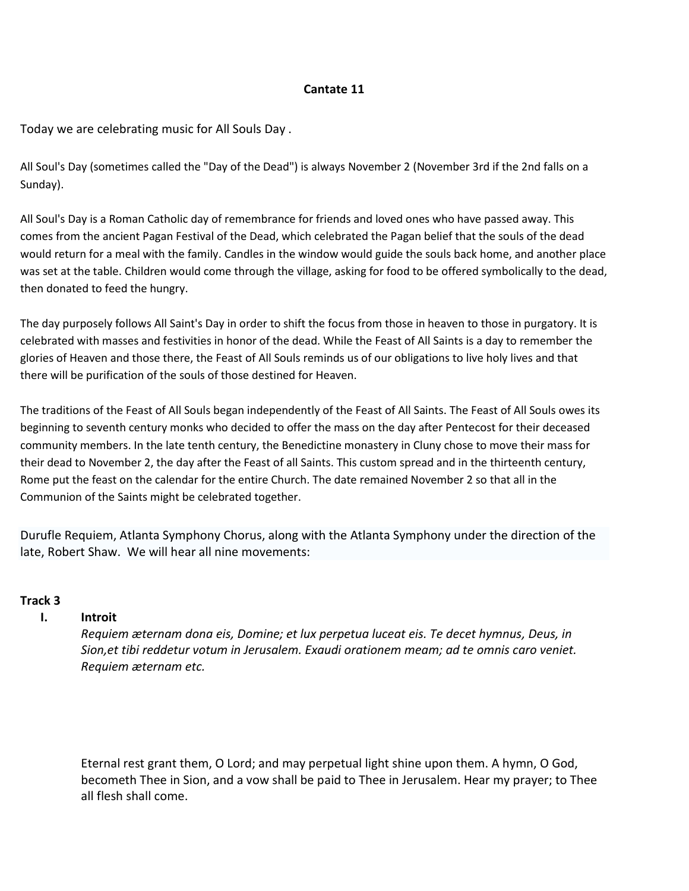# Cantate 11

Today we are celebrating music for All Souls Day .

All Soul's Day (sometimes called the "Day of the Dead") is always November 2 (November 3rd if the 2nd falls on a Sunday).

All Soul's Day is a Roman Catholic day of remembrance for friends and loved ones who have passed away. This comes from the ancient Pagan Festival of the Dead, which celebrated the Pagan belief that the souls of the dead would return for a meal with the family. Candles in the window would guide the souls back home, and another place was set at the table. Children would come through the village, asking for food to be offered symbolically to the dead, then donated to feed the hungry.

The day purposely follows All Saint's Day in order to shift the focus from those in heaven to those in purgatory. It is celebrated with masses and festivities in honor of the dead. While the Feast of All Saints is a day to remember the glories of Heaven and those there, the Feast of All Souls reminds us of our obligations to live holy lives and that there will be purification of the souls of those destined for Heaven.

The traditions of the Feast of All Souls began independently of the Feast of All Saints. The Feast of All Souls owes its beginning to seventh century monks who decided to offer the mass on the day after Pentecost for their deceased community members. In the late tenth century, the Benedictine monastery in Cluny chose to move their mass for their dead to November 2, the day after the Feast of all Saints. This custom spread and in the thirteenth century, Rome put the feast on the calendar for the entire Church. The date remained November 2 so that all in the Communion of the Saints might be celebrated together.

Durufle Requiem, Atlanta Symphony Chorus, along with the Atlanta Symphony under the direction of the late, Robert Shaw. We will hear all nine movements:

**Track 3**

I. **Introit**

*Requiem æternam dona eis, Domine; et lux perpetua luceat eis. Te decet hymnus, Deus, in Sion,et tibi reddetur votum in Jerusalem. Exaudi orationem meam; ad te omnis caro veniet. Requiem æternam etc.*

Eternal rest grant them, O Lord; and may perpetual light shine upon them. A hymn, O God, becometh Thee in Sion, and a vow shall be paid to Thee in Jerusalem. Hear my prayer; to Thee all flesh shall come.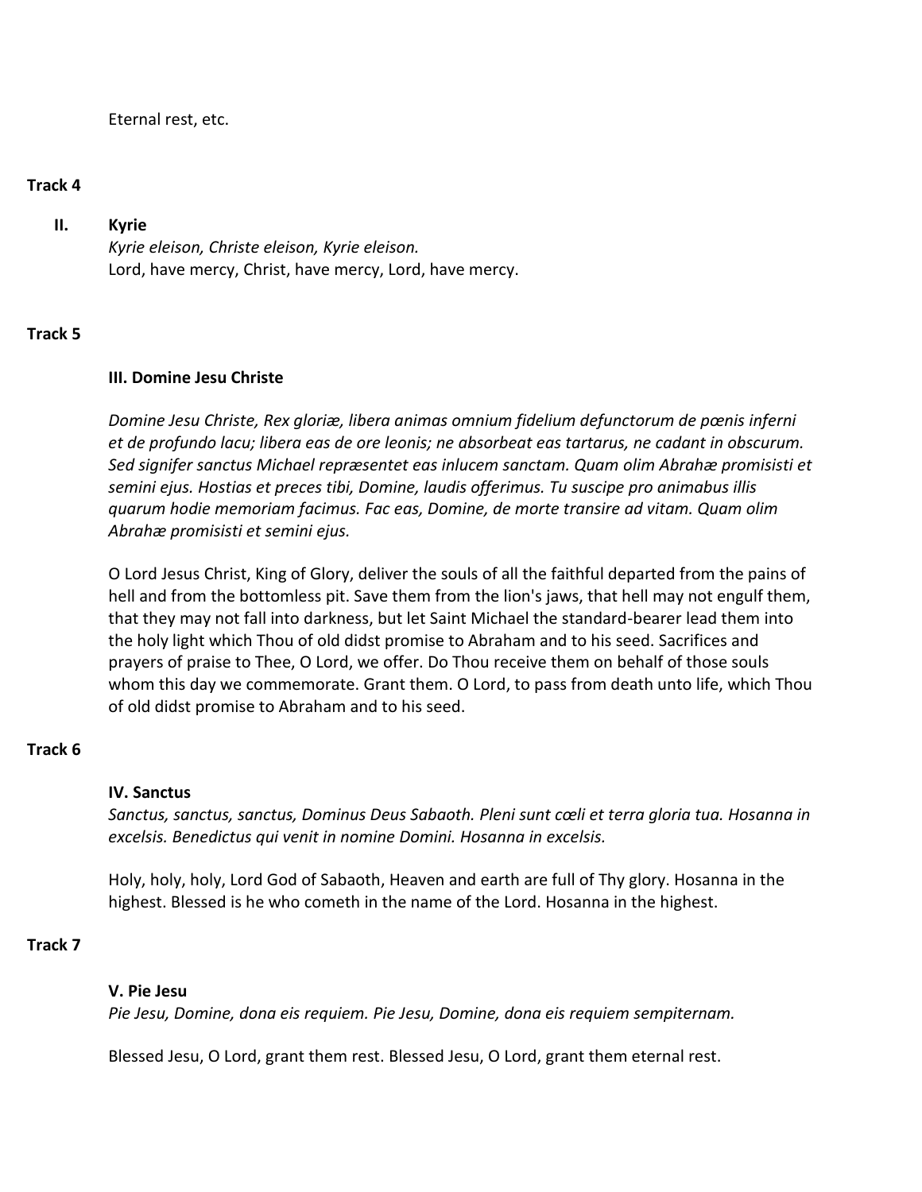Eternal rest, etc.

**Track 4**

**II. Kyrie**

*Kyrie eleison, Christe eleison, Kyrie eleison.*

Lord, have mercy, Christ, have mercy, Lord, have mercy.

**Track 5**

**III. Domine Jesu Christe**

*Domine Jesu Christe, Rex gloriæ, libera animas omnium fidelium defunctorum de pœnis inferni et de profundo lacu; libera eas de ore leonis; ne absorbeat eas tartarus, ne cadant in obscurum. Sed signifer sanctus Michael repræsentet eas inlucem sanctam. Quam olim Abrahæ promisisti et semini ejus. Hostias et preces tibi, Domine, laudis offerimus. Tu suscipe pro animabus illis quarum hodie memoriam facimus. Fac eas, Domine, de morte transire ad vitam. Quam olim Abrahæ promisisti et semini ejus.*

O Lord Jesus Christ, King of Glory, deliver the souls of all the faithful departed from the pains of hell and from the bottomless pit. Save them from the lion's jaws, that hell may not engulf them, that they may not fall into darkness, but let Saint Michael the standard-bearer lead them into the holy light which Thou of old didst promise to Abraham and to his seed. Sacrifices and prayers of praise to Thee, O Lord, we offer. Do Thou receive them on behalf of those souls whom this day we commemorate. Grant them. O Lord, to pass from death unto life, which Thou of old didst promise to Abraham and to his seed.

**Track 6**

**IV. Sanctus**

*Sanctus, sanctus, sanctus, Dominus Deus Sabaoth. Pleni sunt cœli et terra gloria tua. Hosanna in excelsis. Benedictus qui venit in nomine Domini. Hosanna in excelsis.*

Holy, holy, holy, Lord God of Sabaoth, Heaven and earth are full of Thy glory. Hosanna in the highest. Blessed is he who cometh in the name of the Lord. Hosanna in the highest.

**Track 7**

**V. Pie Jesu**

*Pie Jesu, Domine, dona eis requiem. Pie Jesu, Domine, dona eis requiem sempiternam.*

Blessed Jesu, O Lord, grant them rest. Blessed Jesu, O Lord, grant them eternal rest.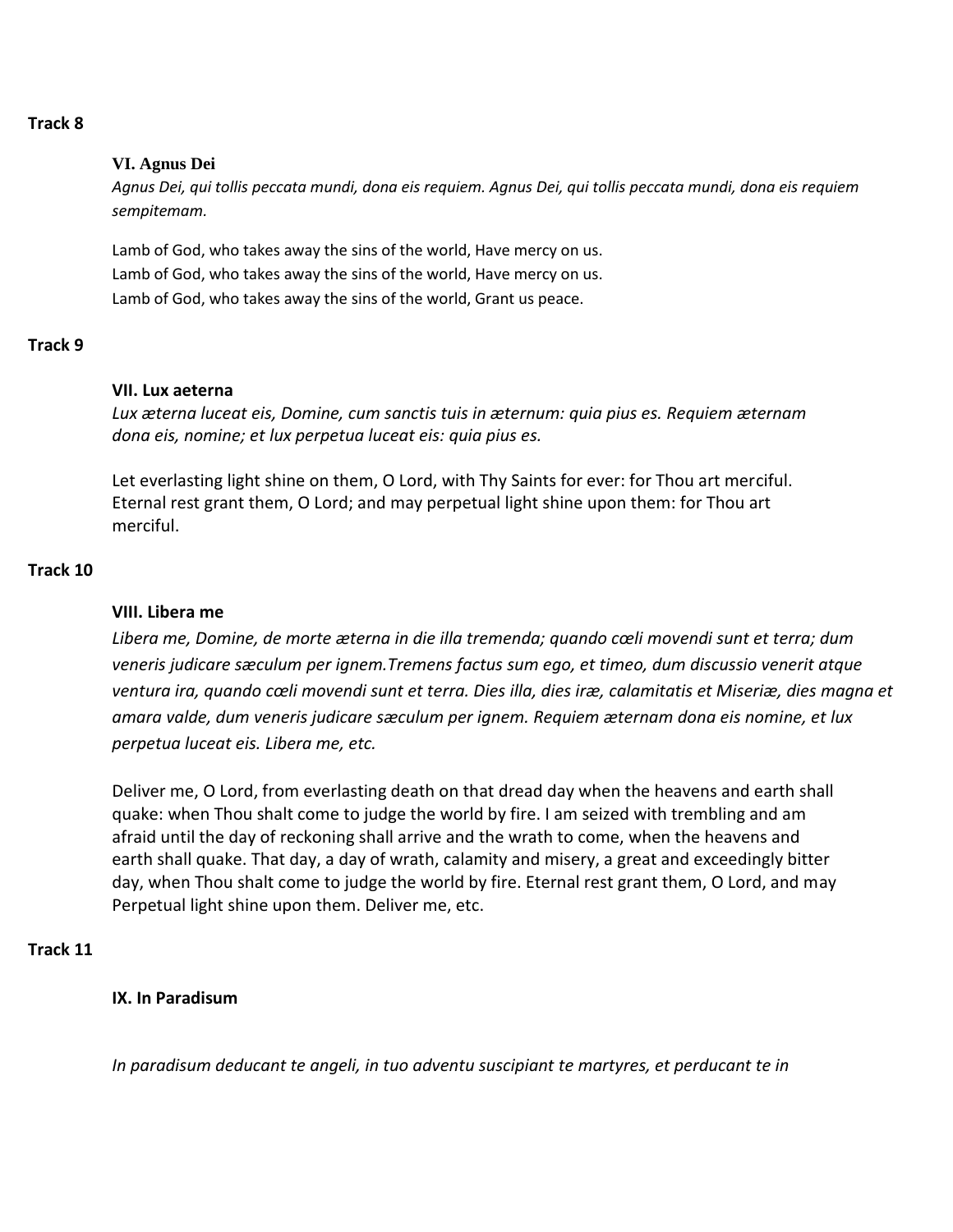**Track 8**

**VI. Agnus Dei**

*Agnus Dei, qui tollis peccata mundi, dona eis requiem. Agnus Dei, qui tollis peccata mundi, dona eis requiem sempitemam.*

Lamb of God, who takes away the sins of the world, Have mercy on us.
Lamb of God, who takes away the sins of the world, Have mercy on us.
Lamb of God, who takes away the sins of the world, Grant us peace.

**Track 9**

**VII. Lux aeterna**

*Lux æterna luceat eis, Domine, cum sanctis tuis in æternum: quia pius es. Requiem æternam dona eis, nomine; et lux perpetua luceat eis: quia pius es.*

Let everlasting light shine on them, O Lord, with Thy Saints for ever: for Thou art merciful. Eternal rest grant them, O Lord; and may perpetual light shine upon them: for Thou art merciful.

**Track 10**

**VIII. Libera me**

*Libera me, Domine, de morte æterna in die illa tremenda; quando cœli movendi sunt et terra; dum veneris judicare sæculum per ignem.Tremens factus sum ego, et timeo, dum discussio venerit atque ventura ira, quando cœli movendi sunt et terra. Dies illa, dies iræ, calamitatis et Miseriæ, dies magna et amara valde, dum veneris judicare sæculum per ignem. Requiem æternam dona eis nomine, et lux perpetua luceat eis. Libera me, etc.*

Deliver me, O Lord, from everlasting death on that dread day when the heavens and earth shall quake: when Thou shalt come to judge the world by fire. I am seized with trembling and am afraid until the day of reckoning shall arrive and the wrath to come, when the heavens and earth shall quake. That day, a day of wrath, calamity and misery, a great and exceedingly bitter day, when Thou shalt come to judge the world by fire. Eternal rest grant them, O Lord, and may Perpetual light shine upon them. Deliver me, etc.

**Track 11**

**IX. In Paradisum**

*In paradisum deducant te angeli, in tuo adventu suscipiant te martyres, et perducant te in*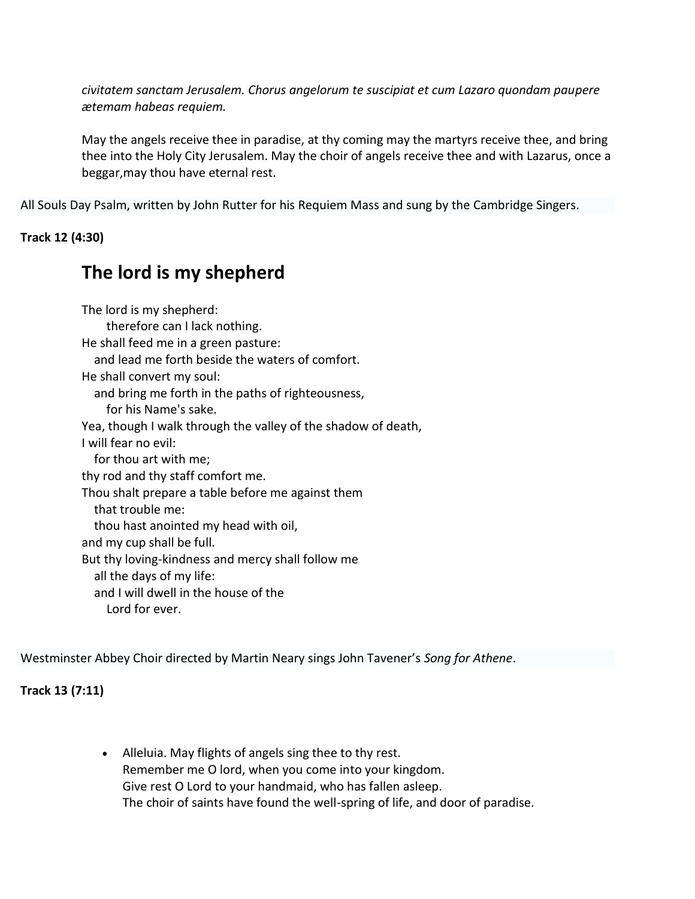*civitatem sanctam Jerusalem. Chorus angelorum te suscipiat et cum Lazaro quondam paupere ætemam habeas requiem.*

May the angels receive thee in paradise, at thy coming may the martyrs receive thee, and bring thee into the Holy City Jerusalem. May the choir of angels receive thee and with Lazarus, once a beggar,may thou have eternal rest.

All Souls Day Psalm, written by John Rutter for his Requiem Mass and sung by the Cambridge Singers.

**Track 12 (4:30)**

## The lord is my shepherd

The lord is my shepherd:
therefore can I lack nothing.
He shall feed me in a green pasture:
and lead me forth beside the waters of comfort.
He shall convert my soul:
and bring me forth in the paths of righteousness,
for his Name's sake.
Yea, though I walk through the valley of the shadow of death,
I will fear no evil:
for thou art with me;
thy rod and thy staff comfort me.
Thou shalt prepare a table before me against them
that trouble me:
thou hast anointed my head with oil,
and my cup shall be full.
But thy loving-kindness and mercy shall follow me
all the days of my life:
and I will dwell in the house of the
Lord for ever.

Westminster Abbey Choir directed by Martin Neary sings John Tavener's *Song for Athene*.

**Track 13 (7:11)**

- Alleluia. May flights of angels sing thee to thy rest.
  Remember me O lord, when you come into your kingdom.
  Give rest O Lord to your handmaid, who has fallen asleep.
  The choir of saints have found the well-spring of life, and door of paradise.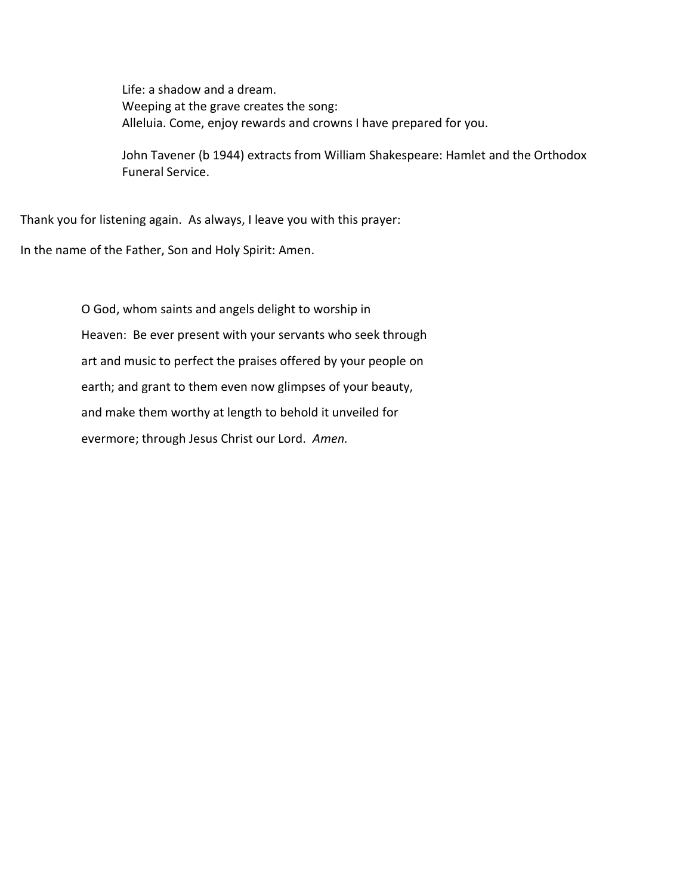Life: a shadow and a dream.  
Weeping at the grave creates the song:  
Alleluia. Come, enjoy rewards and crowns I have prepared for you.

John Tavener (b 1944) extracts from William Shakespeare: Hamlet and the Orthodox Funeral Service.

Thank you for listening again. As always, I leave you with this prayer:

In the name of the Father, Son and Holy Spirit: Amen.

O God, whom saints and angels delight to worship in Heaven: Be ever present with your servants who seek through art and music to perfect the praises offered by your people on earth; and grant to them even now glimpses of your beauty, and make them worthy at length to behold it unveiled for evermore; through Jesus Christ our Lord. *Amen.*